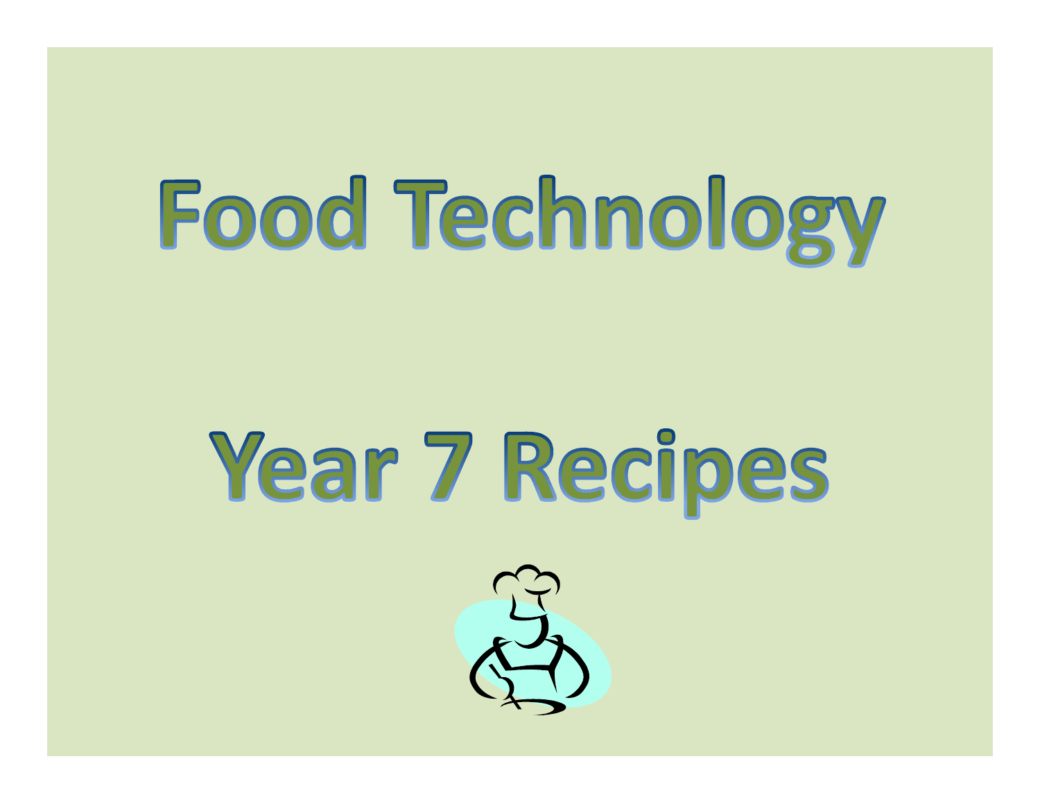# Food Technology

# Year 7 Recipes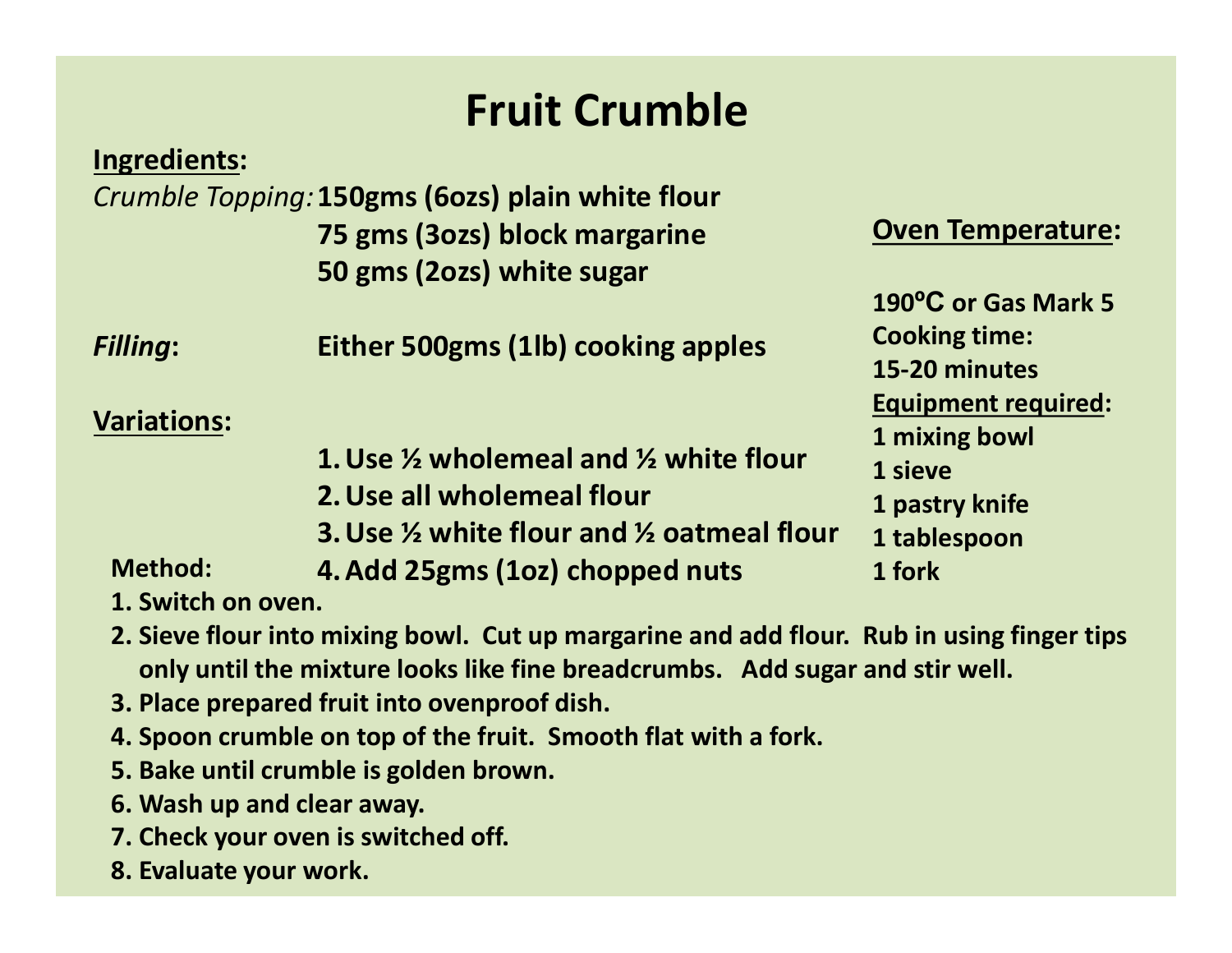# Fruit Crumble

**Ingredients:**

*Crumble Topping:*
- **150gms (6ozs) plain white flour**
- **75 gms (3ozs) block margarine**
- **50 gms (2ozs) white sugar**

***Filling:*** **Either 500gms (1lb) cooking apples**

**Variations:**

1. **Use ½ wholemeal and ½ white flour**
2. **Use all wholemeal flour**
3. **Use ½ white flour and ½ oatmeal flour**
4. **Add 25gms (1oz) chopped nuts**

**Oven Temperature:**

**190°C or Gas Mark 5**

**Cooking time:**

**15-20 minutes**

**Equipment required:**

- **1 mixing bowl**
- **1 sieve**
- **1 pastry knife**
- **1 tablespoon**
- **1 fork**

**Method:**

1. **Switch on oven.**
2. **Sieve flour into mixing bowl. Cut up margarine and add flour. Rub in using finger tips only until the mixture looks like fine breadcrumbs. Add sugar and stir well.**
3. **Place prepared fruit into ovenproof dish.**
4. **Spoon crumble on top of the fruit. Smooth flat with a fork.**
5. **Bake until crumble is golden brown.**
6. **Wash up and clear away.**
7. **Check your oven is switched off.**
8. **Evaluate your work.**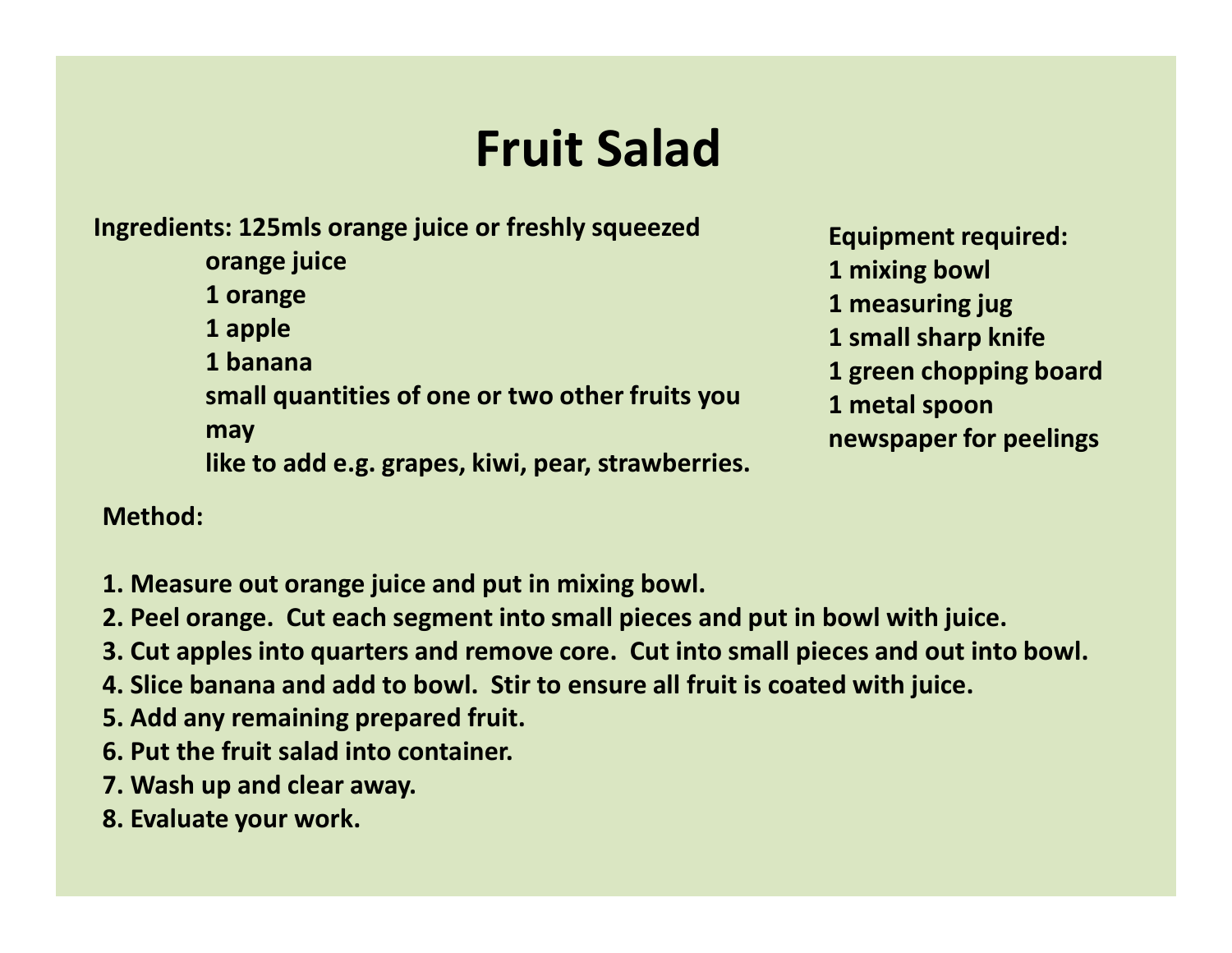# Fruit Salad

**Ingredients:** 125mls orange juice or freshly squeezed orange juice
1 orange
1 apple
1 banana
small quantities of one or two other fruits you may like to add e.g. grapes, kiwi, pear, strawberries.

**Equipment required:**
1 mixing bowl
1 measuring jug
1 small sharp knife
1 green chopping board
1 metal spoon
newspaper for peelings

**Method:**

1. Measure out orange juice and put in mixing bowl.
2. Peel orange. Cut each segment into small pieces and put in bowl with juice.
3. Cut apples into quarters and remove core. Cut into small pieces and out into bowl.
4. Slice banana and add to bowl. Stir to ensure all fruit is coated with juice.
5. Add any remaining prepared fruit.
6. Put the fruit salad into container.
7. Wash up and clear away.
8. Evaluate your work.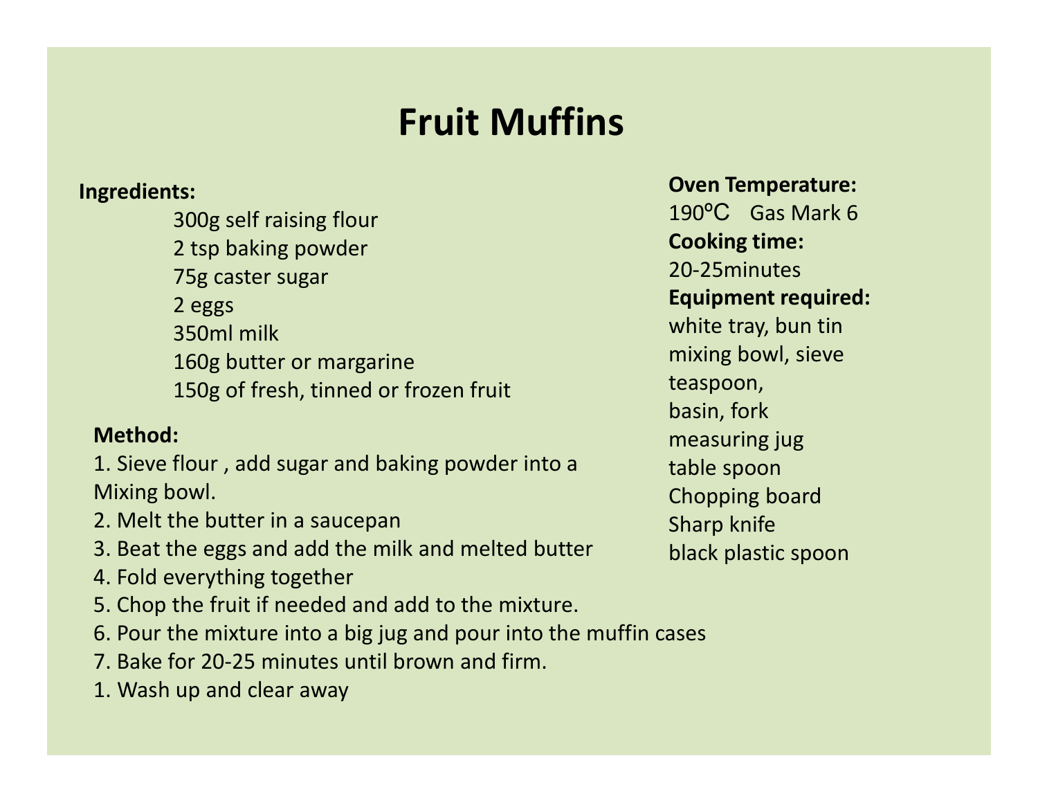# Fruit Muffins

**Ingredients:**

- 300g self raising flour
- 2 tsp baking powder
- 75g caster sugar
- 2 eggs
- 350ml milk
- 160g butter or margarine
- 150g of fresh, tinned or frozen fruit

**Oven Temperature:**
190ºC Gas Mark 6

**Cooking time:**
20-25minutes

**Equipment required:**
white tray, bun tin
mixing bowl, sieve
teaspoon,
basin, fork
measuring jug
table spoon
Chopping board
Sharp knife
black plastic spoon

**Method:**

1. Sieve flour , add sugar and baking powder into a Mixing bowl.
2. Melt the butter in a saucepan
3. Beat the eggs and add the milk and melted butter
4. Fold everything together
5. Chop the fruit if needed and add to the mixture.
6. Pour the mixture into a big jug and pour into the muffin cases
7. Bake for 20-25 minutes until brown and firm.

1. Wash up and clear away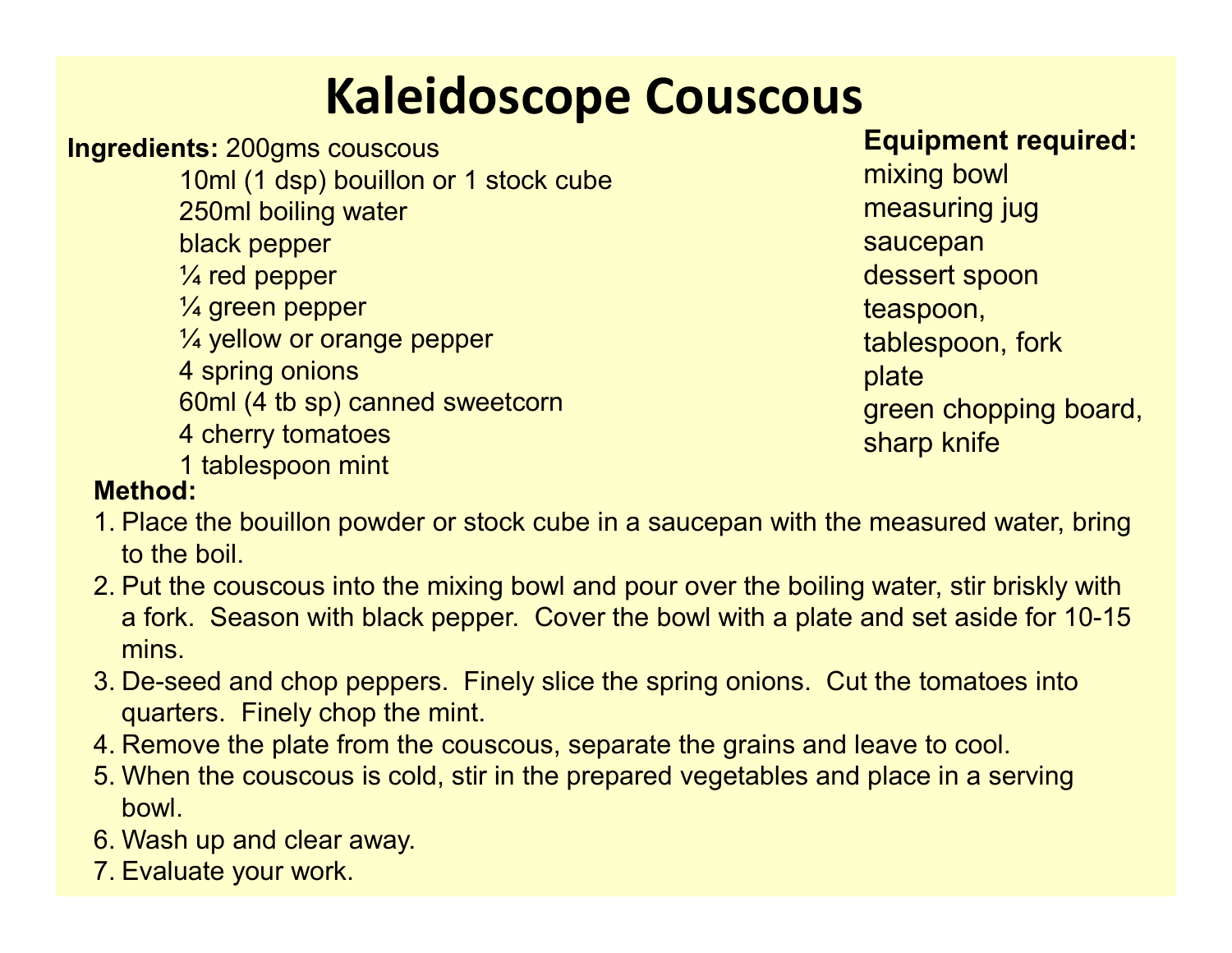# Kaleidoscope Couscous

**Ingredients:** 200gms couscous
10ml (1 dsp) bouillon or 1 stock cube
250ml boiling water
black pepper
¼ red pepper
¼ green pepper
¼ yellow or orange pepper
4 spring onions
60ml (4 tb sp) canned sweetcorn
4 cherry tomatoes
1 tablespoon mint

**Equipment required:**
mixing bowl
measuring jug
saucepan
dessert spoon
teaspoon,
tablespoon, fork
plate
green chopping board,
sharp knife

**Method:**

1. Place the bouillon powder or stock cube in a saucepan with the measured water, bring to the boil.
2. Put the couscous into the mixing bowl and pour over the boiling water, stir briskly with a fork. Season with black pepper. Cover the bowl with a plate and set aside for 10-15 mins.
3. De-seed and chop peppers. Finely slice the spring onions. Cut the tomatoes into quarters. Finely chop the mint.
4. Remove the plate from the couscous, separate the grains and leave to cool.
5. When the couscous is cold, stir in the prepared vegetables and place in a serving bowl.
6. Wash up and clear away.
7. Evaluate your work.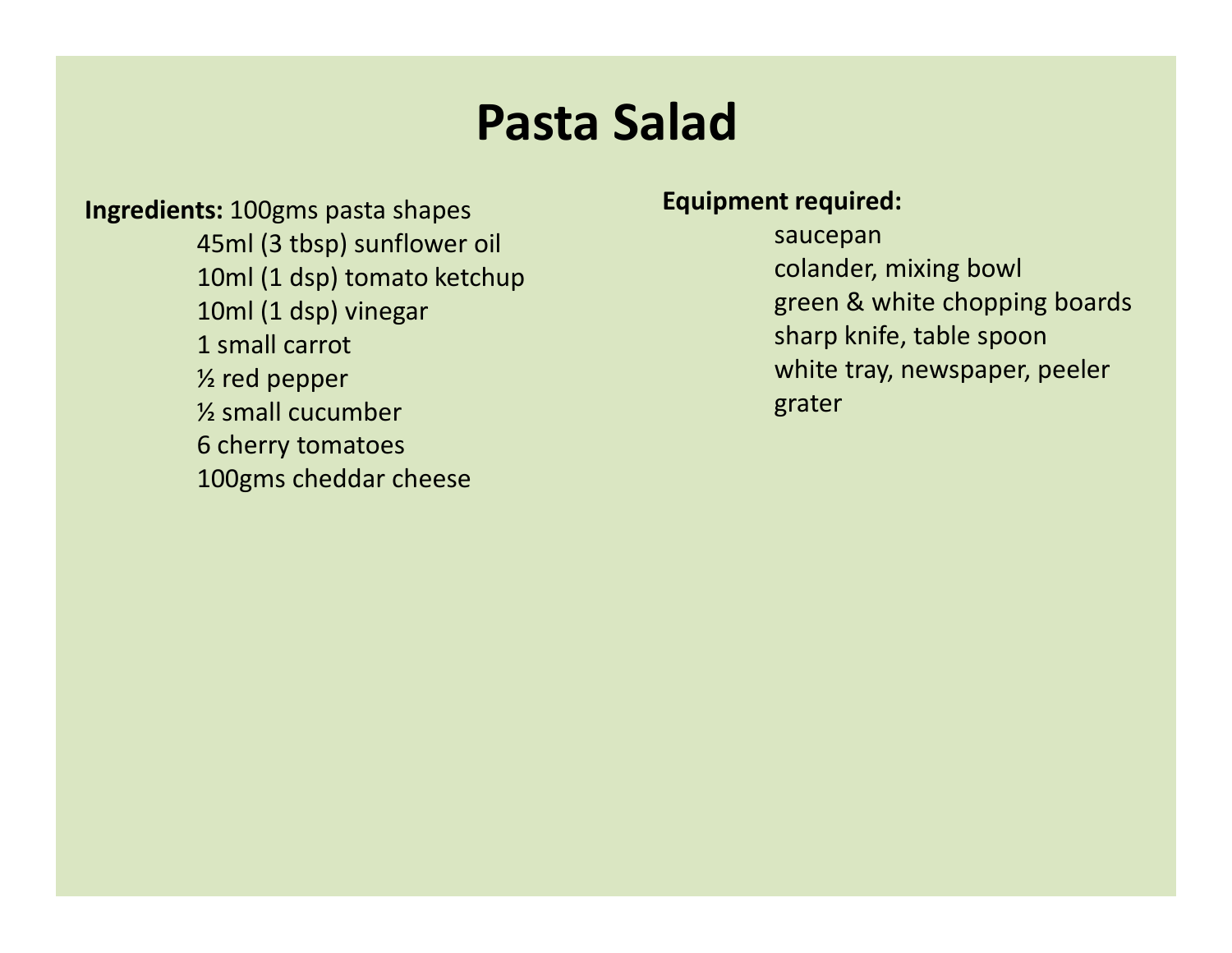# Pasta Salad

**Ingredients:**

- 100gms pasta shapes
- 45ml (3 tbsp) sunflower oil
- 10ml (1 dsp) tomato ketchup
- 10ml (1 dsp) vinegar
- 1 small carrot
- ½ red pepper
- ½ small cucumber
- 6 cherry tomatoes
- 100gms cheddar cheese

**Equipment required:**

- saucepan
- colander, mixing bowl
- green & white chopping boards
- sharp knife, table spoon
- white tray, newspaper, peeler
- grater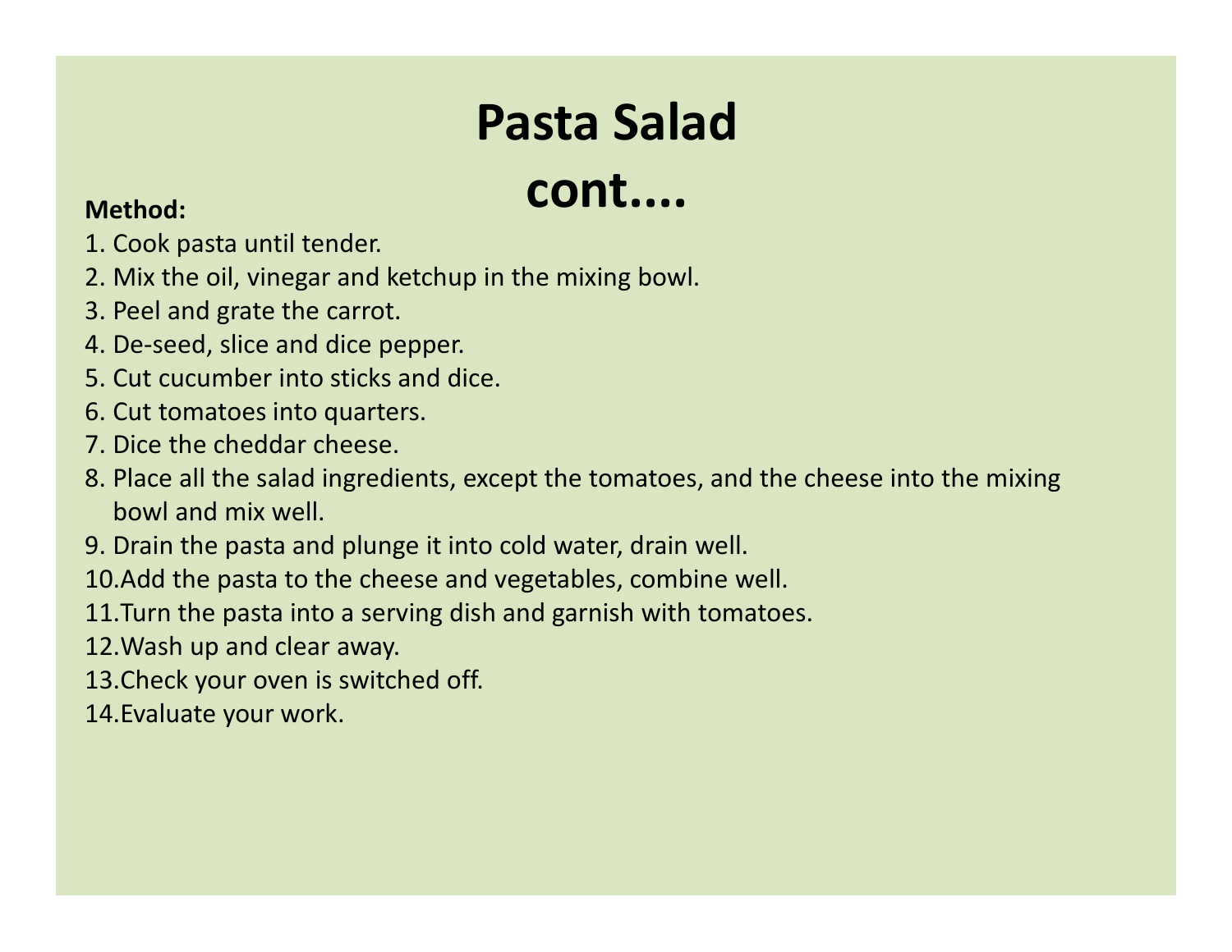# Pasta Salad cont....

**Method:**

1. Cook pasta until tender.
2. Mix the oil, vinegar and ketchup in the mixing bowl.
3. Peel and grate the carrot.
4. De-seed, slice and dice pepper.
5. Cut cucumber into sticks and dice.
6. Cut tomatoes into quarters.
7. Dice the cheddar cheese.
8. Place all the salad ingredients, except the tomatoes, and the cheese into the mixing bowl and mix well.
9. Drain the pasta and plunge it into cold water, drain well.
10. Add the pasta to the cheese and vegetables, combine well.
11. Turn the pasta into a serving dish and garnish with tomatoes.
12. Wash up and clear away.
13. Check your oven is switched off.
14. Evaluate your work.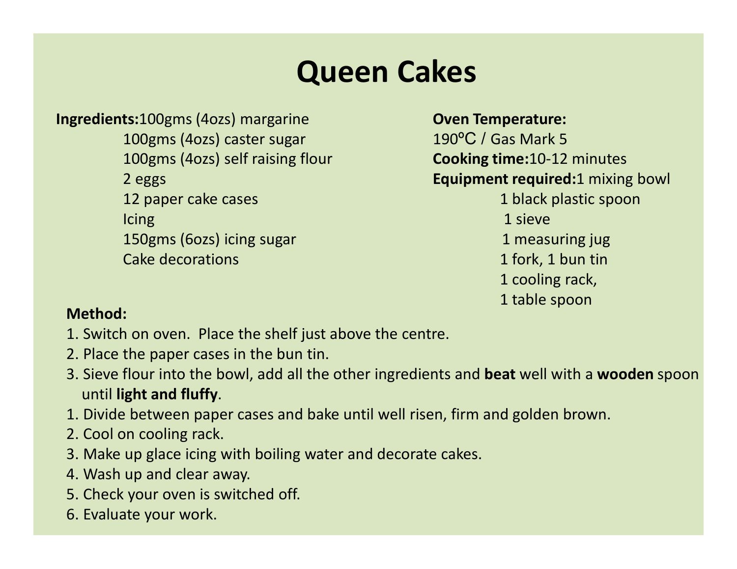# Queen Cakes

**Ingredients:**
- 100gms (4ozs) margarine
- 100gms (4ozs) caster sugar
- 100gms (4ozs) self raising flour
- 2 eggs
- 12 paper cake cases
- Icing
- 150gms (6ozs) icing sugar
- Cake decorations

**Oven Temperature:**
190ºC / Gas Mark 5

**Cooking time:** 10-12 minutes

**Equipment required:**
- 1 mixing bowl
- 1 black plastic spoon
- 1 sieve
- 1 measuring jug
- 1 fork, 1 bun tin
- 1 cooling rack,
- 1 table spoon

**Method:**

1. Switch on oven. Place the shelf just above the centre.
2. Place the paper cases in the bun tin.
3. Sieve flour into the bowl, add all the other ingredients and **beat** well with a **wooden** spoon until **light and fluffy**.

1. Divide between paper cases and bake until well risen, firm and golden brown.
2. Cool on cooling rack.
3. Make up glace icing with boiling water and decorate cakes.
4. Wash up and clear away.
5. Check your oven is switched off.
6. Evaluate your work.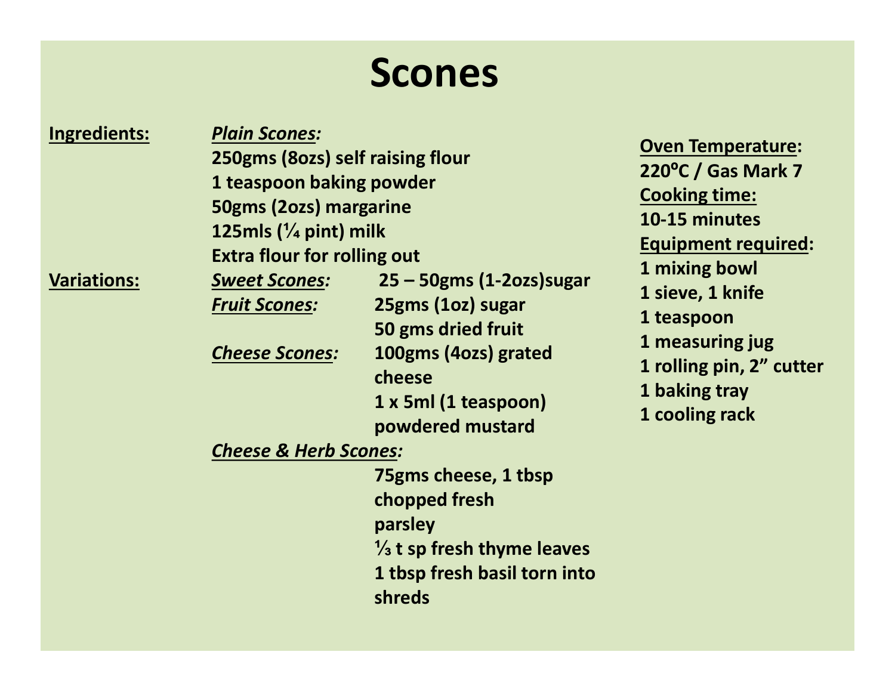# Scones

**Ingredients:**

***Plain Scones:***

**250gms (8ozs) self raising flour**
**1 teaspoon baking powder**
**50gms (2ozs) margarine**
**125mls (¼ pint) milk**
**Extra flour for rolling out**

**Variations:**

***Sweet Scones:*** **25 – 50gms (1-2ozs)sugar**

***Fruit Scones:*** **25gms (1oz) sugar**
**50 gms dried fruit**

***Cheese Scones:*** **100gms (4ozs) grated cheese**
**1 x 5ml (1 teaspoon) powdered mustard**

***Cheese & Herb Scones:***
**75gms cheese, 1 tbsp chopped fresh parsley**
**⅓ t sp fresh thyme leaves**
**1 tbsp fresh basil torn into shreds**

**Oven Temperature:**
**220ºC / Gas Mark 7**

**Cooking time:**
**10-15 minutes**

**Equipment required:**
**1 mixing bowl**
**1 sieve, 1 knife**
**1 teaspoon**
**1 measuring jug**
**1 rolling pin, 2" cutter**
**1 baking tray**
**1 cooling rack**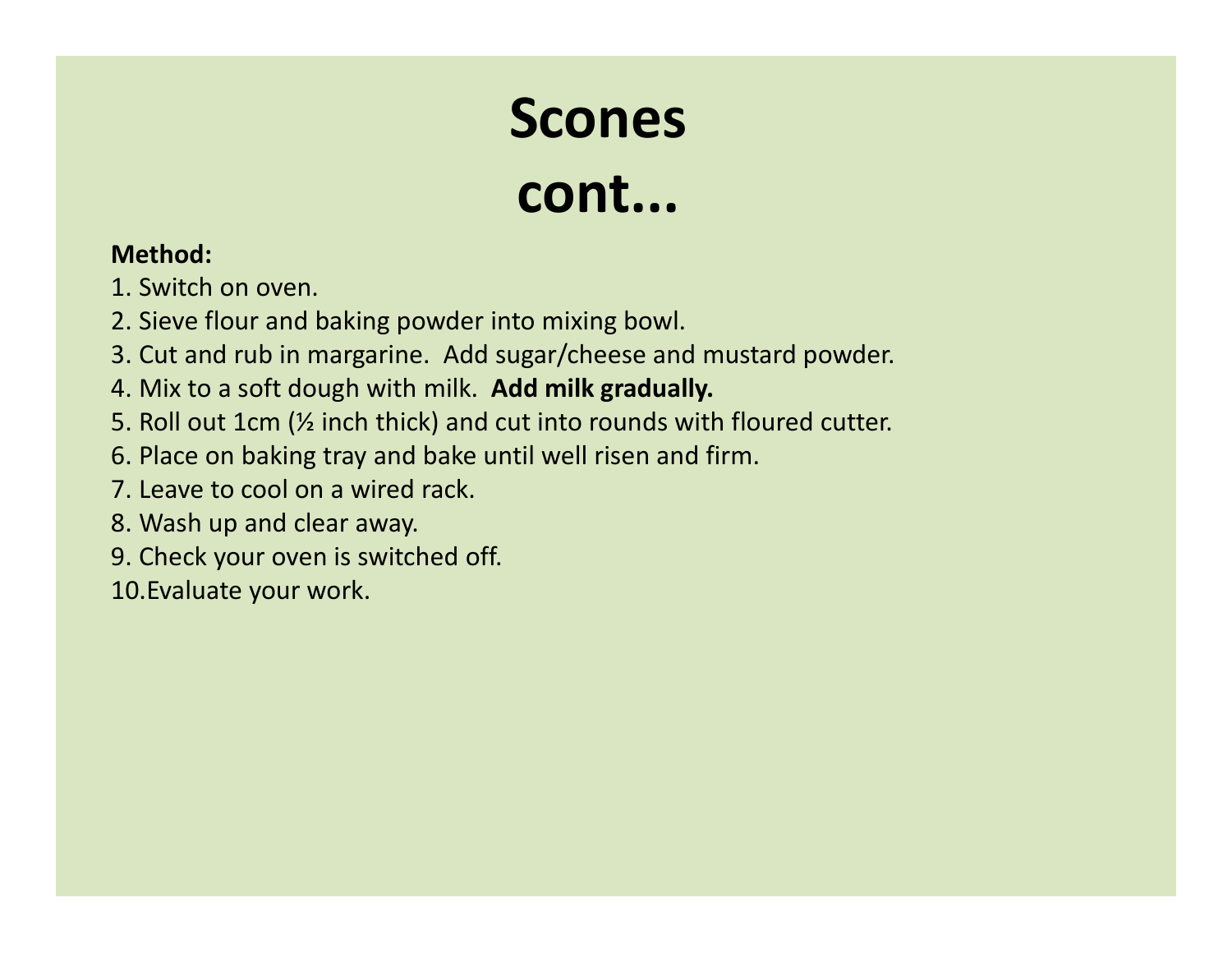# Scones cont...

**Method:**

1. Switch on oven.
2. Sieve flour and baking powder into mixing bowl.
3. Cut and rub in margarine.  Add sugar/cheese and mustard powder.
4. Mix to a soft dough with milk.  **Add milk gradually.**
5. Roll out 1cm (½ inch thick) and cut into rounds with floured cutter.
6. Place on baking tray and bake until well risen and firm.
7. Leave to cool on a wired rack.
8. Wash up and clear away.
9. Check your oven is switched off.
10. Evaluate your work.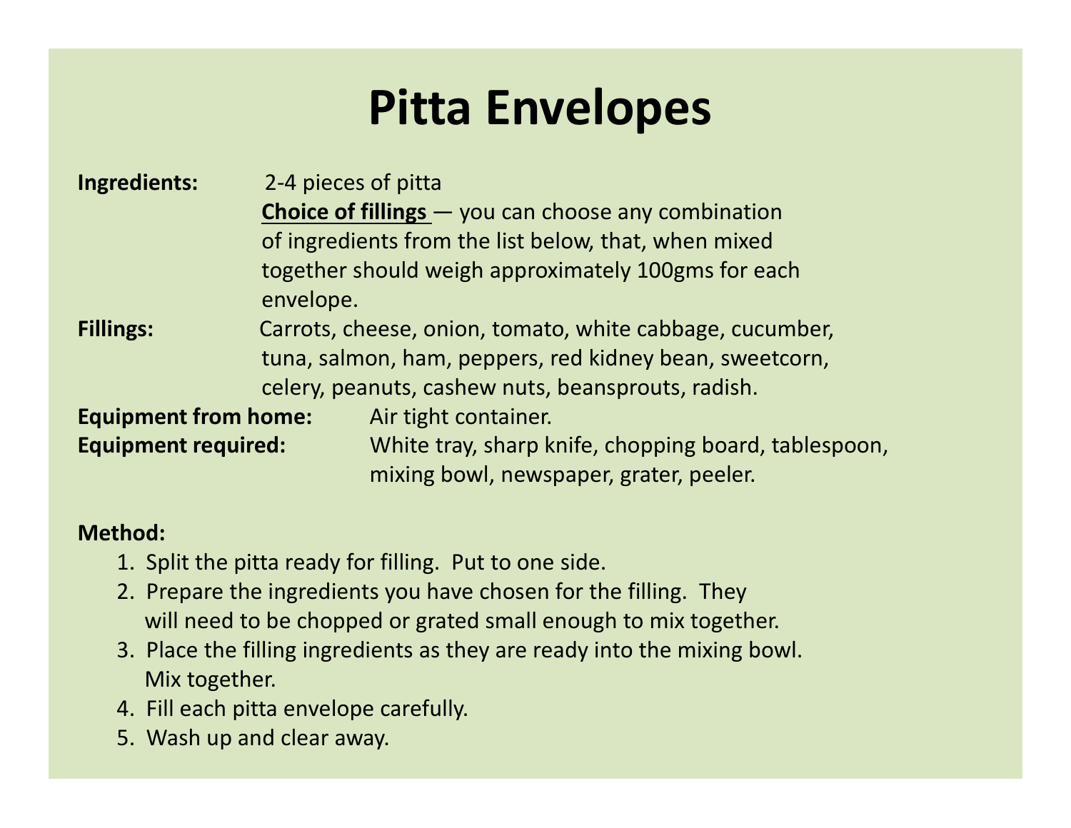# Pitta Envelopes

**Ingredients:** 2-4 pieces of pitta

**Choice of fillings** — you can choose any combination of ingredients from the list below, that, when mixed together should weigh approximately 100gms for each envelope.

**Fillings:** Carrots, cheese, onion, tomato, white cabbage, cucumber, tuna, salmon, ham, peppers, red kidney bean, sweetcorn, celery, peanuts, cashew nuts, beansprouts, radish.

**Equipment from home:** Air tight container.

**Equipment required:** White tray, sharp knife, chopping board, tablespoon, mixing bowl, newspaper, grater, peeler.

**Method:**

1. Split the pitta ready for filling. Put to one side.
2. Prepare the ingredients you have chosen for the filling. They will need to be chopped or grated small enough to mix together.
3. Place the filling ingredients as they are ready into the mixing bowl. Mix together.
4. Fill each pitta envelope carefully.
5. Wash up and clear away.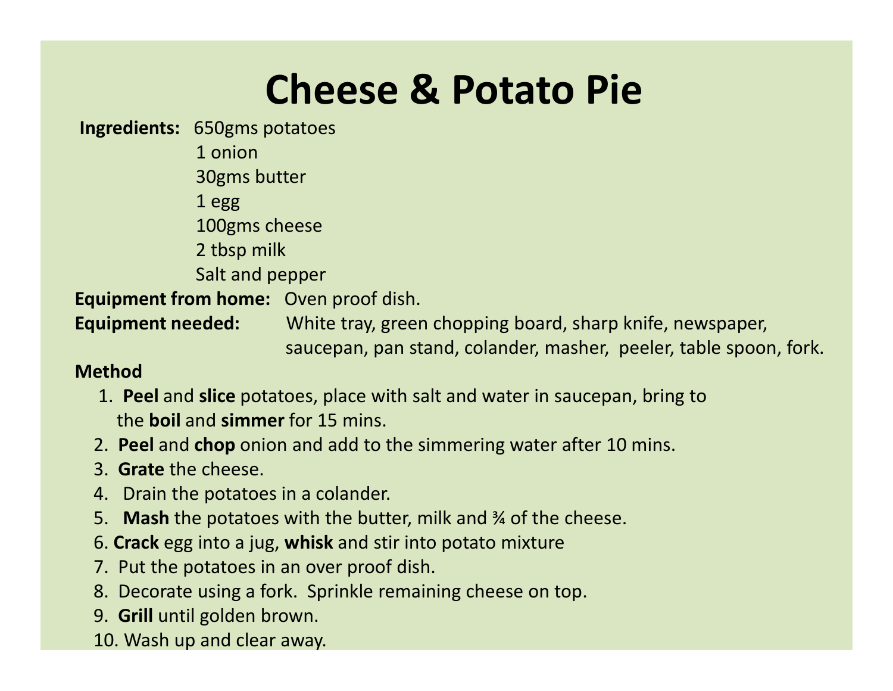# Cheese & Potato Pie

**Ingredients:** 650gms potatoes
1 onion
30gms butter
1 egg
100gms cheese
2 tbsp milk
Salt and pepper

**Equipment from home:** Oven proof dish.

**Equipment needed:** White tray, green chopping board, sharp knife, newspaper, saucepan, pan stand, colander, masher, peeler, table spoon, fork.

**Method**

1. **Peel** and **slice** potatoes, place with salt and water in saucepan, bring to the **boil** and **simmer** for 15 mins.
2. **Peel** and **chop** onion and add to the simmering water after 10 mins.
3. **Grate** the cheese.
4. Drain the potatoes in a colander.
5. **Mash** the potatoes with the butter, milk and ¾ of the cheese.
6. **Crack** egg into a jug, **whisk** and stir into potato mixture
7. Put the potatoes in an over proof dish.
8. Decorate using a fork. Sprinkle remaining cheese on top.
9. **Grill** until golden brown.
10. Wash up and clear away.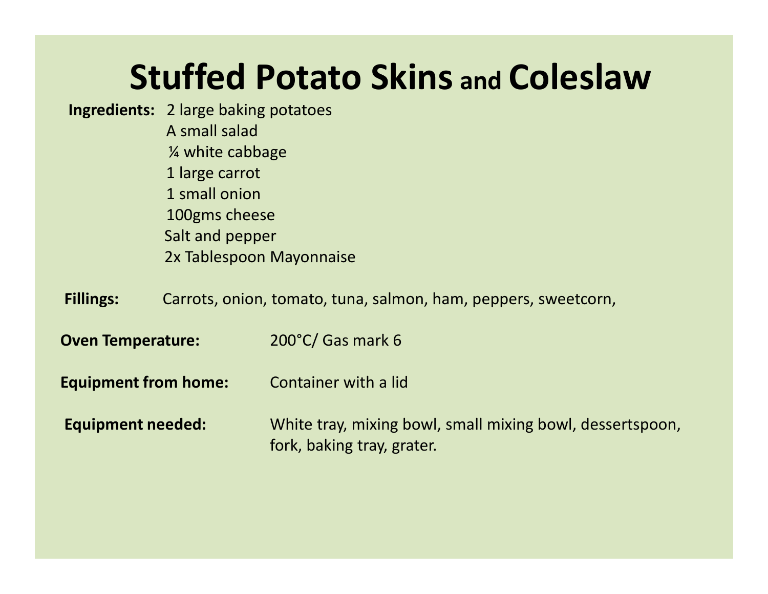# Stuffed Potato Skins and Coleslaw

**Ingredients:**
2 large baking potatoes
A small salad
¼ white cabbage
1 large carrot
1 small onion
100gms cheese
Salt and pepper
2x Tablespoon Mayonnaise

**Fillings:** Carrots, onion, tomato, tuna, salmon, ham, peppers, sweetcorn,

**Oven Temperature:** 200°C/ Gas mark 6

**Equipment from home:** Container with a lid

**Equipment needed:** White tray, mixing bowl, small mixing bowl, dessertspoon, fork, baking tray, grater.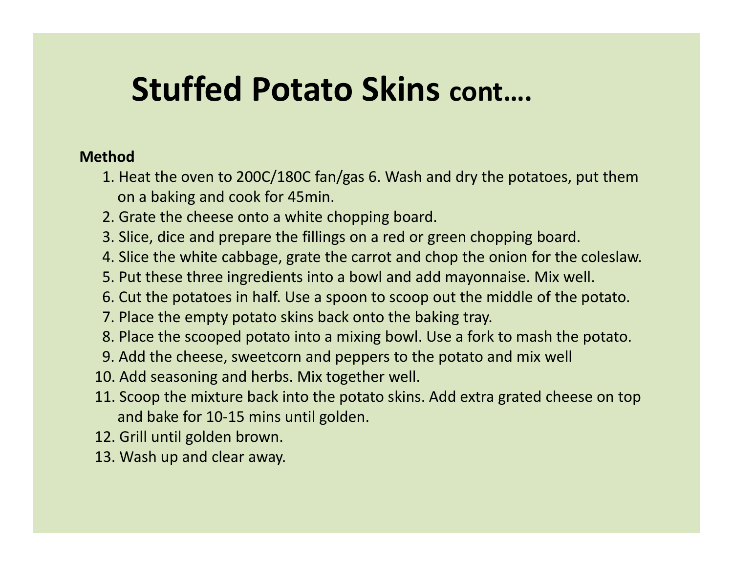# Stuffed Potato Skins cont….

**Method**

1. Heat the oven to 200C/180C fan/gas 6. Wash and dry the potatoes, put them on a baking and cook for 45min.
2. Grate the cheese onto a white chopping board.
3. Slice, dice and prepare the fillings on a red or green chopping board.
4. Slice the white cabbage, grate the carrot and chop the onion for the coleslaw.
5. Put these three ingredients into a bowl and add mayonnaise. Mix well.
6. Cut the potatoes in half. Use a spoon to scoop out the middle of the potato.
7. Place the empty potato skins back onto the baking tray.
8. Place the scooped potato into a mixing bowl. Use a fork to mash the potato.
9. Add the cheese, sweetcorn and peppers to the potato and mix well
10. Add seasoning and herbs. Mix together well.
11. Scoop the mixture back into the potato skins. Add extra grated cheese on top and bake for 10-15 mins until golden.
12. Grill until golden brown.
13. Wash up and clear away.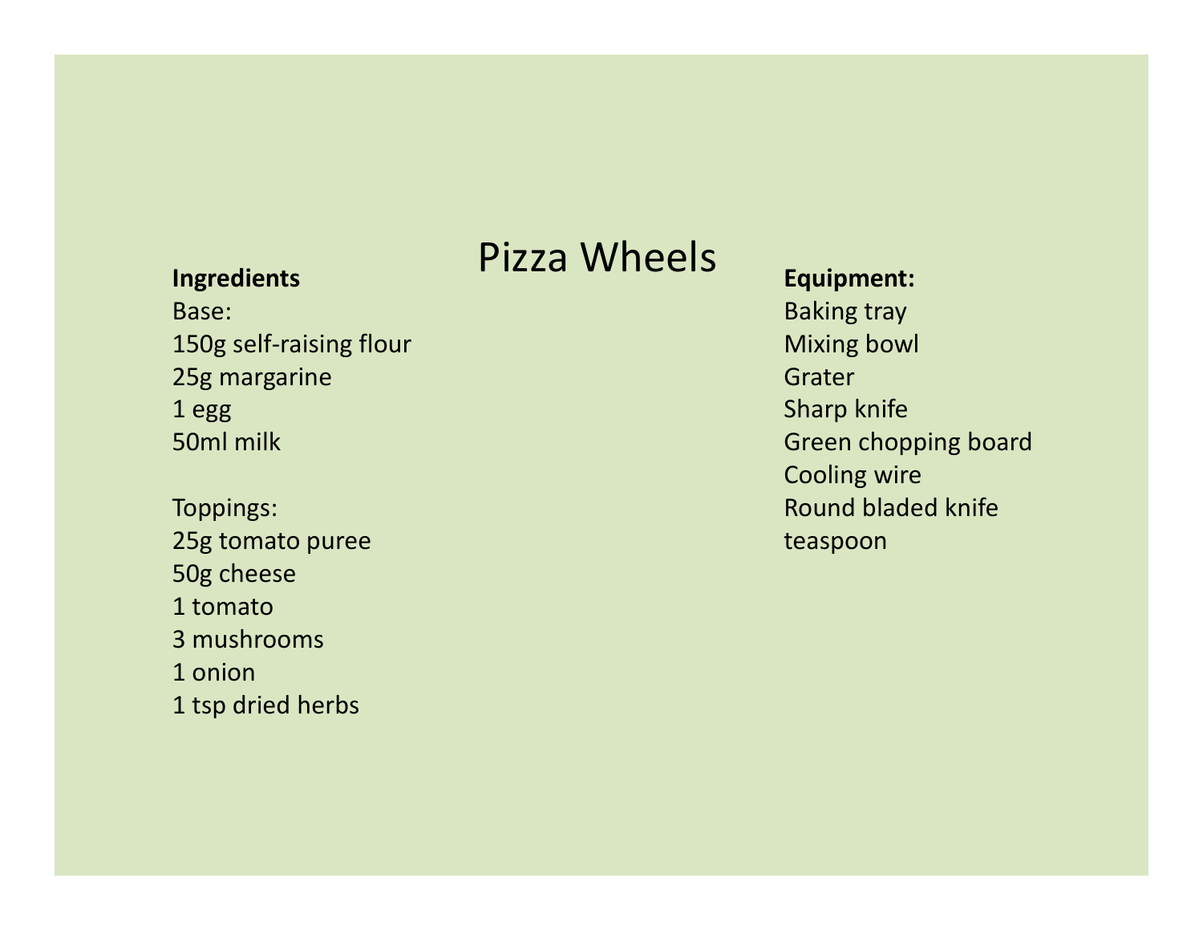# Pizza Wheels

**Ingredients**

Base:
150g self-raising flour
25g margarine
1 egg
50ml milk

Toppings:
25g tomato puree
50g cheese
1 tomato
3 mushrooms
1 onion
1 tsp dried herbs

**Equipment:**

Baking tray
Mixing bowl
Grater
Sharp knife
Green chopping board
Cooling wire
Round bladed knife
teaspoon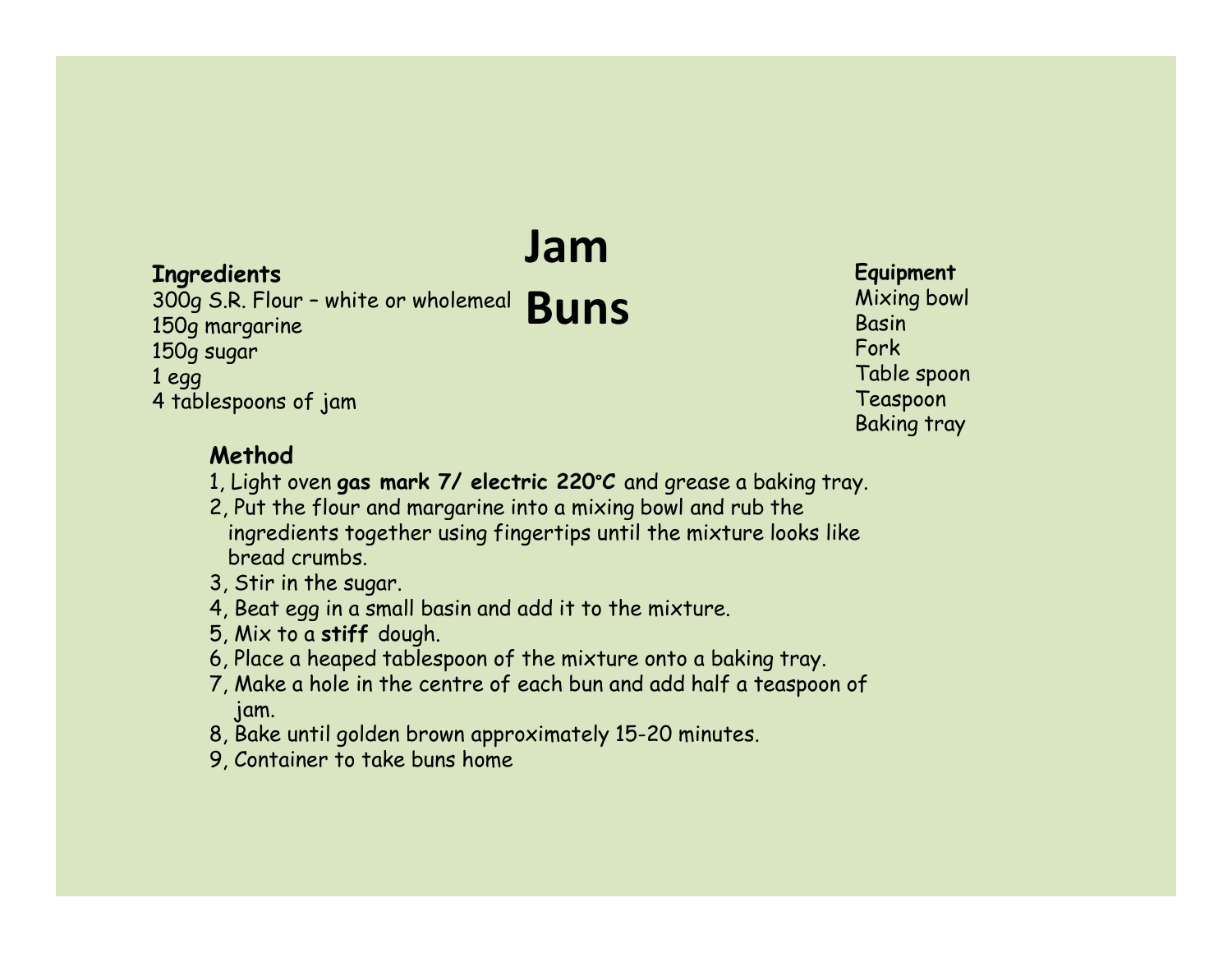# Jam Buns

**Ingredients**

300g S.R. Flour – white or wholemeal
150g margarine
150g sugar
1 egg
4 tablespoons of jam

**Equipment**

Mixing bowl
Basin
Fork
Table spoon
Teaspoon
Baking tray

**Method**

1, Light oven **gas mark 7/ electric 220°C** and grease a baking tray.
2, Put the flour and margarine into a mixing bowl and rub the ingredients together using fingertips until the mixture looks like bread crumbs.
3, Stir in the sugar.
4, Beat egg in a small basin and add it to the mixture.
5, Mix to a **stiff** dough.
6, Place a heaped tablespoon of the mixture onto a baking tray.
7, Make a hole in the centre of each bun and add half a teaspoon of jam.
8, Bake until golden brown approximately 15-20 minutes.
9, Container to take buns home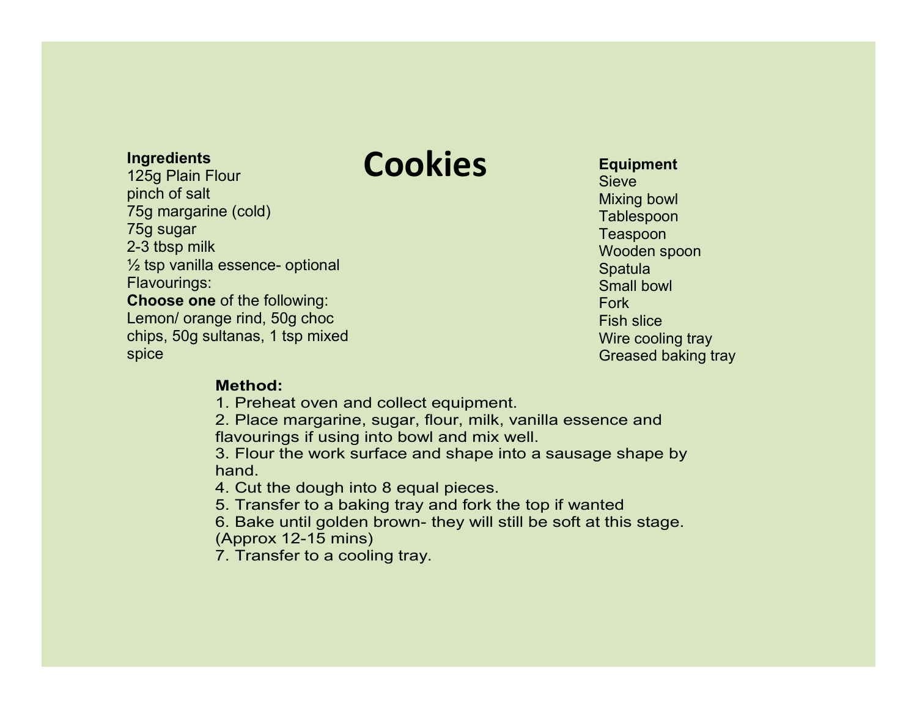# Cookies

**Ingredients**

125g Plain Flour
pinch of salt
75g margarine (cold)
75g sugar
2-3 tbsp milk
½ tsp vanilla essence- optional
Flavourings:
**Choose one** of the following:
Lemon/ orange rind, 50g choc chips, 50g sultanas, 1 tsp mixed spice

**Equipment**

Sieve
Mixing bowl
Tablespoon
Teaspoon
Wooden spoon
Spatula
Small bowl
Fork
Fish slice
Wire cooling tray
Greased baking tray

**Method:**

1. Preheat oven and collect equipment.
2. Place margarine, sugar, flour, milk, vanilla essence and flavourings if using into bowl and mix well.
3. Flour the work surface and shape into a sausage shape by hand.
4. Cut the dough into 8 equal pieces.
5. Transfer to a baking tray and fork the top if wanted
6. Bake until golden brown- they will still be soft at this stage. (Approx 12-15 mins)
7. Transfer to a cooling tray.